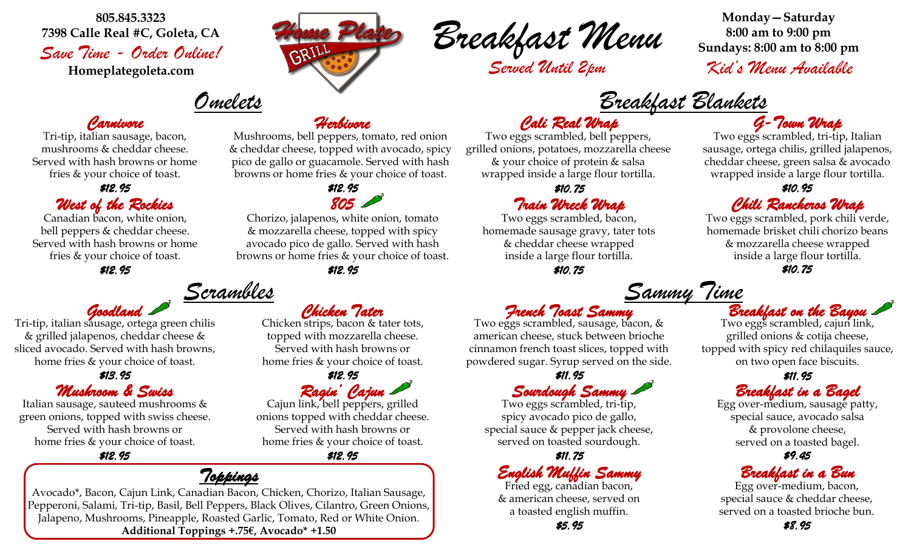805.845.3323
7398 Calle Real #C, Goleta, CA
*Save Time - Order Online!*
**Homeplategoleta.com**

Home Plate GRILL

# Breakfast Menu

*Served Until 2pm*

**Monday—Saturday**
**8:00 am to 9:00 pm**
**Sundays: 8:00 am to 8:00 pm**
*Kid's Menu Available*

## Omelets

### Carnivore
Tri-tip, italian sausage, bacon, mushrooms & cheddar cheese. Served with hash browns or home fries & your choice of toast.
**$12.95**

### Herbivore
Mushrooms, bell peppers, tomato, red onion & cheddar cheese, topped with avocado, spicy pico de gallo or guacamole. Served with hash browns or home fries & your choice of toast.
**$12.95**

### West of the Rockies
Canadian bacon, white onion, bell peppers & cheddar cheese. Served with hash browns or home fries & your choice of toast.
**$12.95**

### 805
Chorizo, jalapenos, white onion, tomato & mozzarella cheese, topped with spicy avocado pico de gallo. Served with hash browns or home fries & your choice of toast.
**$12.95**

## Scrambles

### Goodland
Tri-tip, italian sausage, ortega green chilis & grilled jalapenos, cheddar cheese & sliced avocado. Served with hash browns, home fries & your choice of toast.
**$13.95**

### Chicken Tater
Chicken strips, bacon & tater tots, topped with mozzarella cheese. Served with hash browns or home fries & your choice of toast.
**$12.95**

### Mushroom & Swiss
Italian sausage, sauteed mushrooms & green onions, topped with swiss cheese. Served with hash browns or home fries & your choice of toast.
**$12.95**

### Ragin' Cajun
Cajun link, bell peppers, grilled onions topped with cheddar cheese. Served with hash browns or home fries & your choice of toast.
**$12.95**

## Toppings

Avocado*, Bacon, Cajun Link, Canadian Bacon, Chicken, Chorizo, Italian Sausage, Pepperoni, Salami, Tri-tip, Basil, Bell Peppers, Black Olives, Cilantro, Green Onions, Jalapeno, Mushrooms, Pineapple, Roasted Garlic, Tomato, Red or White Onion.
**Additional Toppings +.75€, Avocado* +1.50**

## Breakfast Blankets

### Cali Real Wrap
Two eggs scrambled, bell peppers, grilled onions, potatoes, mozzarella cheese & your choice of protein & salsa wrapped inside a large flour tortilla.
**$10.75**

### G-Town Wrap
Two eggs scrambled, tri-tip, Italian sausage, ortega chilis, grilled jalapenos, cheddar cheese, green salsa & avocado wrapped inside a large flour tortilla.
**$10.95**

### Train Wreck Wrap
Two eggs scrambled, bacon, homemade sausage gravy, tater tots & cheddar cheese wrapped inside a large flour tortilla.
**$10.75**

### Chili Rancheros Wrap
Two eggs scrambled, pork chili verde, homemade brisket chili chorizo beans & mozzarella cheese wrapped inside a large flour tortilla.
**$10.75**

## Sammy Time

### French Toast Sammy
Two eggs scrambled, sausage, bacon, & american cheese, stuck between brioche cinnamon french toast slices, topped with powdered sugar. Syrup served on the side.
**$11.95**

### Breakfast on the Bayou
Two eggs scrambled, cajun link, grilled onions & cotija cheese, topped with spicy red chilaquiles sauce, on two open face biscuits.
**$11.95**

### Sourdough Sammy
Two eggs scrambled, tri-tip, spicy avocado pico de gallo, special sauce & pepper jack cheese, served on toasted sourdough.
**$11.75**

### Breakfast in a Bagel
Egg over-medium, sausage patty, special sauce, avocado salsa & provolone cheese, served on a toasted bagel.
**$9.45**

### English Muffin Sammy
Fried egg, canadian bacon, & american cheese, served on a toasted english muffin.
**$5.95**

### Breakfast in a Bun
Egg over-medium, bacon, special sauce & cheddar cheese, served on a toasted brioche bun.
**$8.95**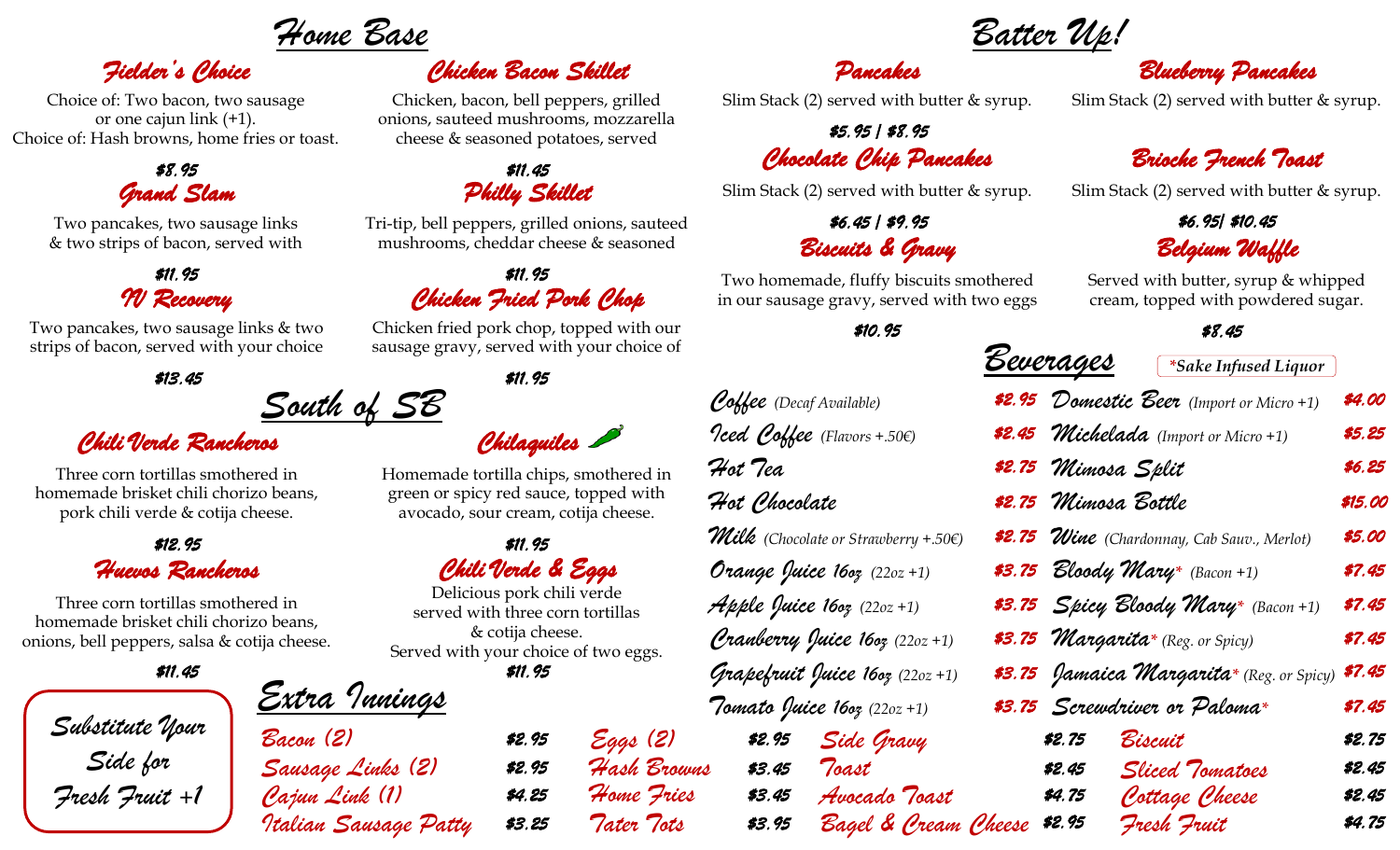# Home Base

### Fielder's Choice

Choice of: Two bacon, two sausage or one cajun link (+1).
Choice of: Hash browns, home fries or toast.

$8.95

### Grand Slam

Two pancakes, two sausage links & two strips of bacon, served with

$11.95

### IV Recovery

Two pancakes, two sausage links & two strips of bacon, served with your choice

$13.45

### Chicken Bacon Skillet

Chicken, bacon, bell peppers, grilled onions, sauteed mushrooms, mozzarella cheese & seasoned potatoes, served

$11.45

### Philly Skillet

Tri-tip, bell peppers, grilled onions, sauteed mushrooms, cheddar cheese & seasoned

$11.95

### Chicken Fried Pork Chop

Chicken fried pork chop, topped with our sausage gravy, served with your choice of

$11.95

# South of SB

### Chili Verde Rancheros

Three corn tortillas smothered in homemade brisket chili chorizo beans, pork chili verde & cotija cheese.

$12.95

### Huevos Rancheros

Three corn tortillas smothered in homemade brisket chili chorizo beans, onions, bell peppers, salsa & cotija cheese.

$11.45

### Chilaquiles

Homemade tortilla chips, smothered in green or spicy red sauce, topped with avocado, sour cream, cotija cheese.

$11.95

### Chili Verde & Eggs

Delicious pork chili verde served with three corn tortillas & cotija cheese.
Served with your choice of two eggs.

$11.95

**Substitute Your Side for Fresh Fruit +1**

# Extra Innings

| | | | | | | | |
|---|---|---|---|---|---|---|---|
| Bacon (2) | $2.95 | Eggs (2) | $2.95 | Side Gravy | $2.75 | Biscuit | $2.75 |
| Sausage Links (2) | $2.95 | Hash Browns | $3.45 | Toast | $2.45 | Sliced Tomatoes | $2.45 |
| Cajun Link (1) | $4.25 | Home Fries | $3.45 | Avocado Toast | $4.75 | Cottage Cheese | $2.45 |
| Italian Sausage Patty | $3.25 | Tater Tots | $3.95 | Bagel & Cream Cheese | $2.95 | Fresh Fruit | $4.75 |

# Batter Up!

### Pancakes

Slim Stack (2) served with butter & syrup.

$5.95 | $8.95

### Blueberry Pancakes

Slim Stack (2) served with butter & syrup.

### Chocolate Chip Pancakes

Slim Stack (2) served with butter & syrup.

$6.45 | $9.95

### Brioche French Toast

Slim Stack (2) served with butter & syrup.

$6.95| $10.45

### Biscuits & Gravy

Two homemade, fluffy biscuits smothered in our sausage gravy, served with two eggs

$10.95

### Belgium Waffle

Served with butter, syrup & whipped cream, topped with powdered sugar.

$8.45

# Beverages

*Sake Infused Liquor

| | | | |
|---|---|---|---|
| Coffee (Decaf Available) | $2.95 | Domestic Beer (Import or Micro +1) | $4.00 |
| Iced Coffee (Flavors +.50€) | $2.45 | Michelada (Import or Micro +1) | $5.25 |
| Hot Tea | $2.75 | Mimosa Split | $6.25 |
| Hot Chocolate | $2.75 | Mimosa Bottle | $15.00 |
| Milk (Chocolate or Strawberry +.50€) | $2.75 | Wine (Chardonnay, Cab Sauv., Merlot) | $5.00 |
| Orange Juice 16oz (22oz +1) | $3.75 | Bloody Mary* (Bacon +1) | $7.45 |
| Apple Juice 16oz (22oz +1) | $3.75 | Spicy Bloody Mary* (Bacon +1) | $7.45 |
| Cranberry Juice 16oz (22oz +1) | $3.75 | Margarita* (Reg. or Spicy) | $7.45 |
| Grapefruit Juice 16oz (22oz +1) | $3.75 | Jamaica Margarita* (Reg. or Spicy) | $7.45 |
| Tomato Juice 16oz (22oz +1) | $3.75 | Screwdriver or Paloma* | $7.45 |